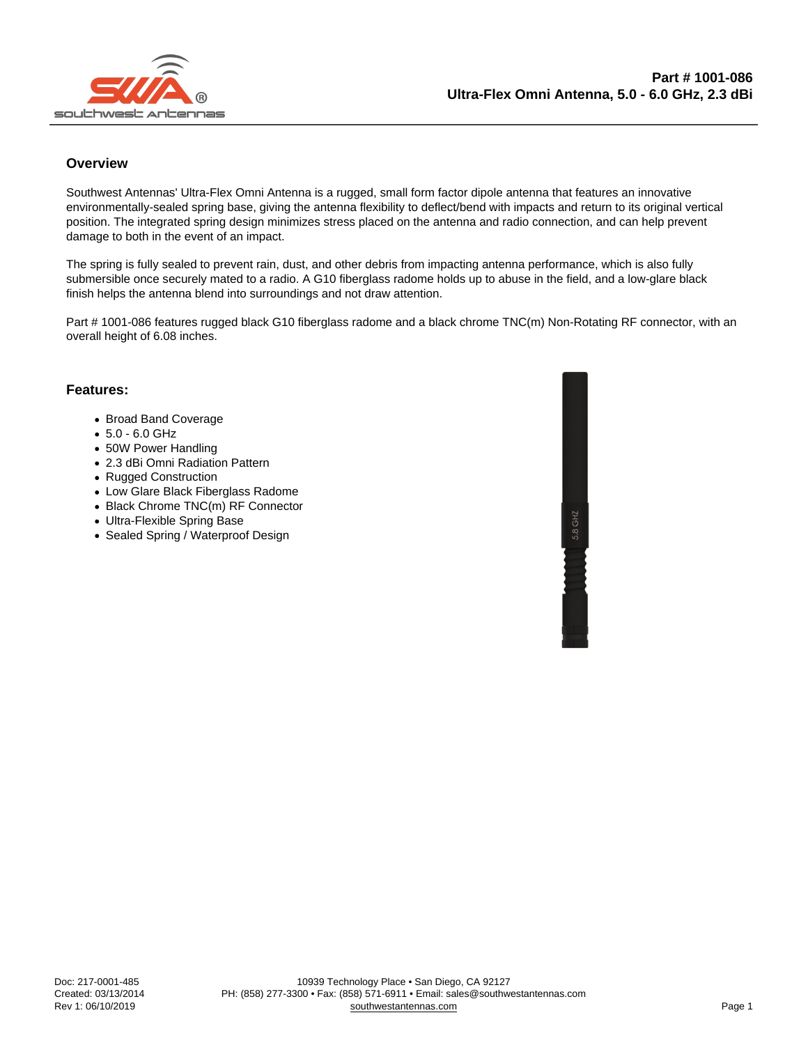**Part # 1001-086**
**Ultra-Flex Omni Antenna, 5.0 - 6.0 GHz, 2.3 dBi**

## Overview

Southwest Antennas' Ultra-Flex Omni Antenna is a rugged, small form factor dipole antenna that features an innovative environmentally-sealed spring base, giving the antenna flexibility to deflect/bend with impacts and return to its original vertical position. The integrated spring design minimizes stress placed on the antenna and radio connection, and can help prevent damage to both in the event of an impact.

The spring is fully sealed to prevent rain, dust, and other debris from impacting antenna performance, which is also fully submersible once securely mated to a radio. A G10 fiberglass radome holds up to abuse in the field, and a low-glare black finish helps the antenna blend into surroundings and not draw attention.

Part # 1001-086 features rugged black G10 fiberglass radome and a black chrome TNC(m) Non-Rotating RF connector, with an overall height of 6.08 inches.

## Features:

- Broad Band Coverage
- 5.0 - 6.0 GHz
- 50W Power Handling
- 2.3 dBi Omni Radiation Pattern
- Rugged Construction
- Low Glare Black Fiberglass Radome
- Black Chrome TNC(m) RF Connector
- Ultra-Flexible Spring Base
- Sealed Spring / Waterproof Design

Doc: 217-0001-485
Created: 03/13/2014
Rev 1: 06/10/2019

10939 Technology Place • San Diego, CA 92127
PH: (858) 277-3300 • Fax: (858) 571-6911 • Email: sales@southwestantennas.com
southwestantennas.com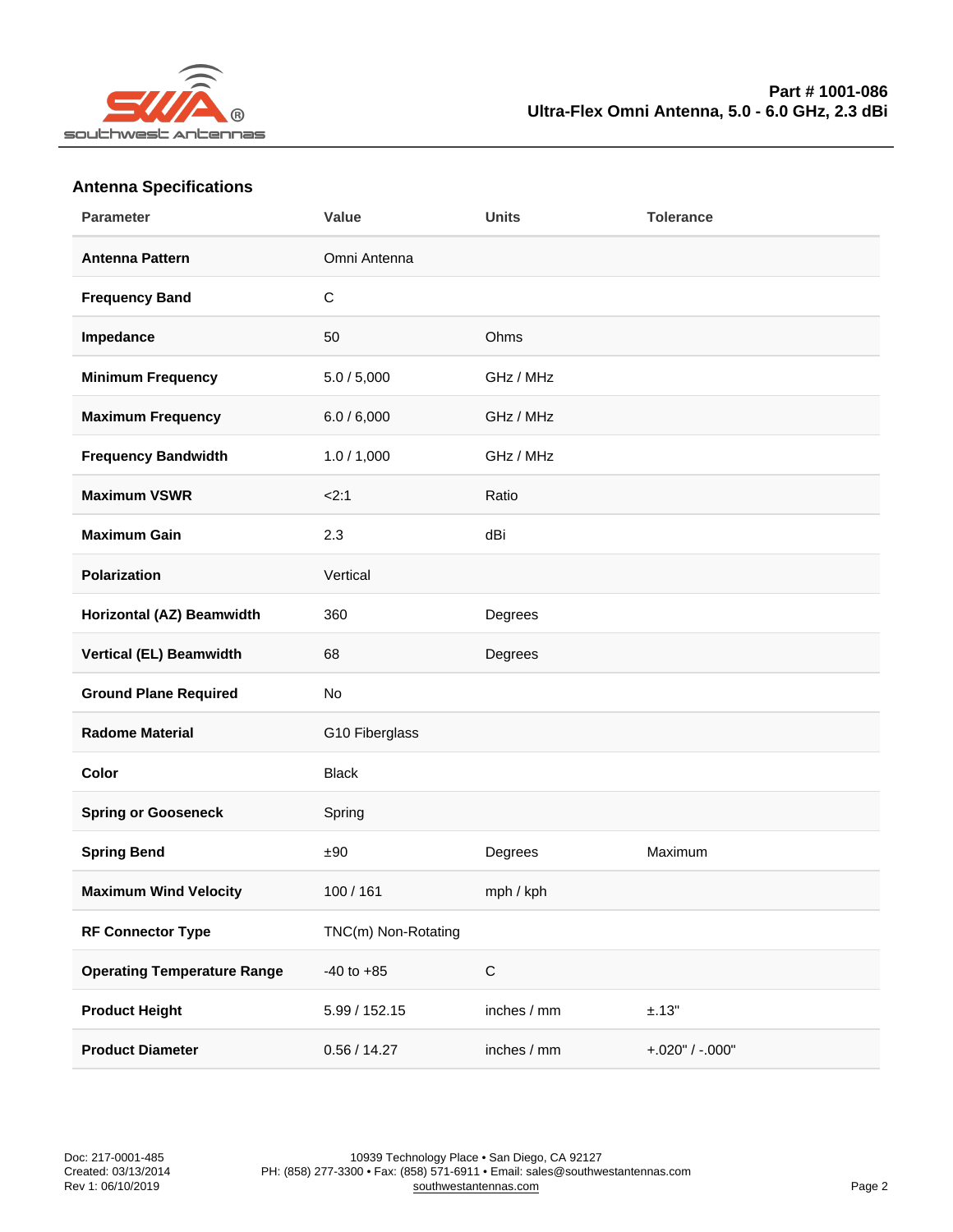# Part # 1001-086
## Ultra-Flex Omni Antenna, 5.0 - 6.0 GHz, 2.3 dBi

### Antenna Specifications

| Parameter | Value | Units | Tolerance |
|---|---|---|---|
| **Antenna Pattern** | Omni Antenna | | |
| **Frequency Band** | C | | |
| **Impedance** | 50 | Ohms | |
| **Minimum Frequency** | 5.0 / 5,000 | GHz / MHz | |
| **Maximum Frequency** | 6.0 / 6,000 | GHz / MHz | |
| **Frequency Bandwidth** | 1.0 / 1,000 | GHz / MHz | |
| **Maximum VSWR** | <2:1 | Ratio | |
| **Maximum Gain** | 2.3 | dBi | |
| **Polarization** | Vertical | | |
| **Horizontal (AZ) Beamwidth** | 360 | Degrees | |
| **Vertical (EL) Beamwidth** | 68 | Degrees | |
| **Ground Plane Required** | No | | |
| **Radome Material** | G10 Fiberglass | | |
| **Color** | Black | | |
| **Spring or Gooseneck** | Spring | | |
| **Spring Bend** | ±90 | Degrees | Maximum |
| **Maximum Wind Velocity** | 100 / 161 | mph / kph | |
| **RF Connector Type** | TNC(m) Non-Rotating | | |
| **Operating Temperature Range** | -40 to +85 | C | |
| **Product Height** | 5.99 / 152.15 | inches / mm | ±.13" |
| **Product Diameter** | 0.56 / 14.27 | inches / mm | +.020" / -.000" |

Doc: 217-0001-485
Created: 03/13/2014
Rev 1: 06/10/2019

10939 Technology Place • San Diego, CA 92127
PH: (858) 277-3300 • Fax: (858) 571-6911 • Email: sales@southwestantennas.com
southwestantennas.com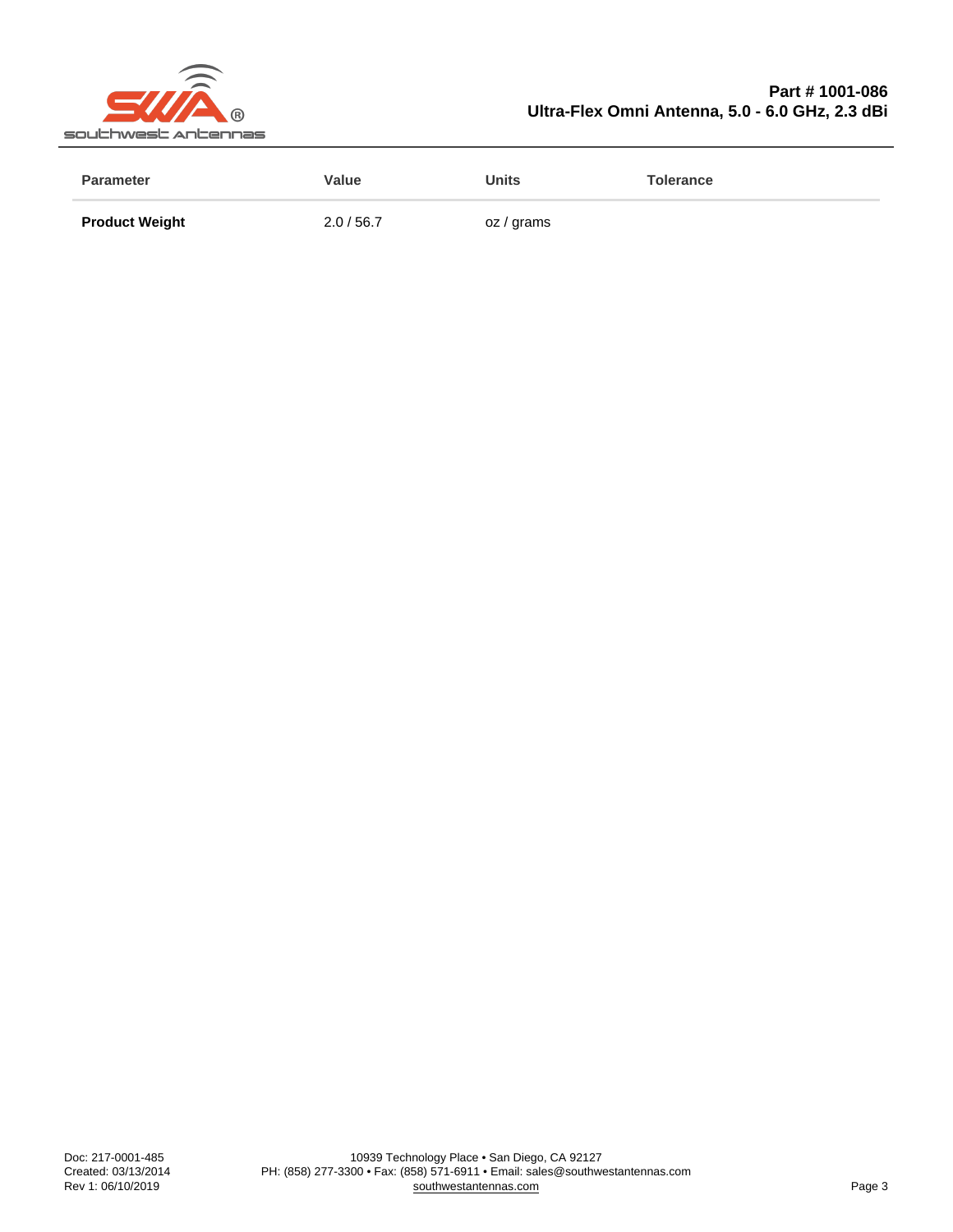| Parameter | Value | Units | Tolerance |
|---|---|---|---|
| **Product Weight** | 2.0 / 56.7 | oz / grams | |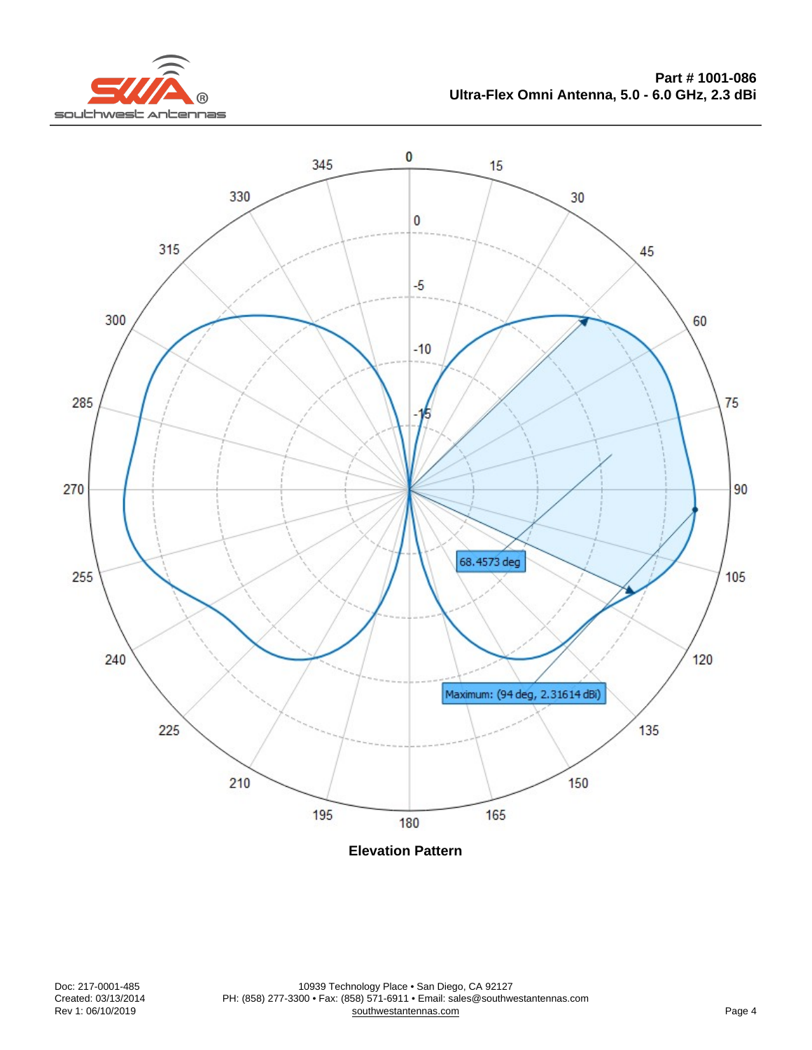**Part # 1001-086**
**Ultra-Flex Omni Antenna, 5.0 - 6.0 GHz, 2.3 dBi**

68.4573 deg

Maximum: (94 deg, 2.31614 dBi)

**Elevation Pattern**

Doc: 217-0001-485
Created: 03/13/2014
Rev 1: 06/10/2019

10939 Technology Place • San Diego, CA 92127
PH: (858) 277-3300 • Fax: (858) 571-6911 • Email: sales@southwestantennas.com
southwestantennas.com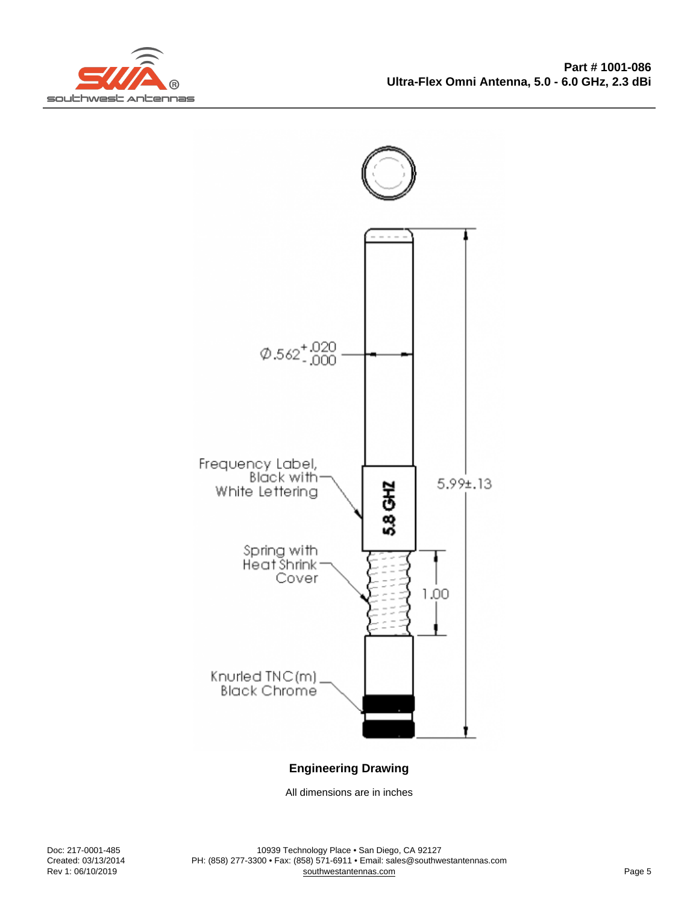**Part # 1001-086**
**Ultra-Flex Omni Antenna, 5.0 - 6.0 GHz, 2.3 dBi**

$\varnothing .562^{+.020}_{-.000}$

Frequency Label, Black with White Lettering

5.8 GHZ

5.99±.13

Spring with Heat Shrink Cover

1.00

Knurled TNC(m) Black Chrome

**Engineering Drawing**

All dimensions are in inches

Doc: 217-0001-485
Created: 03/13/2014
Rev 1: 06/10/2019

10939 Technology Place • San Diego, CA 92127
PH: (858) 277-3300 • Fax: (858) 571-6911 • Email: sales@southwestantennas.com
southwestantennas.com